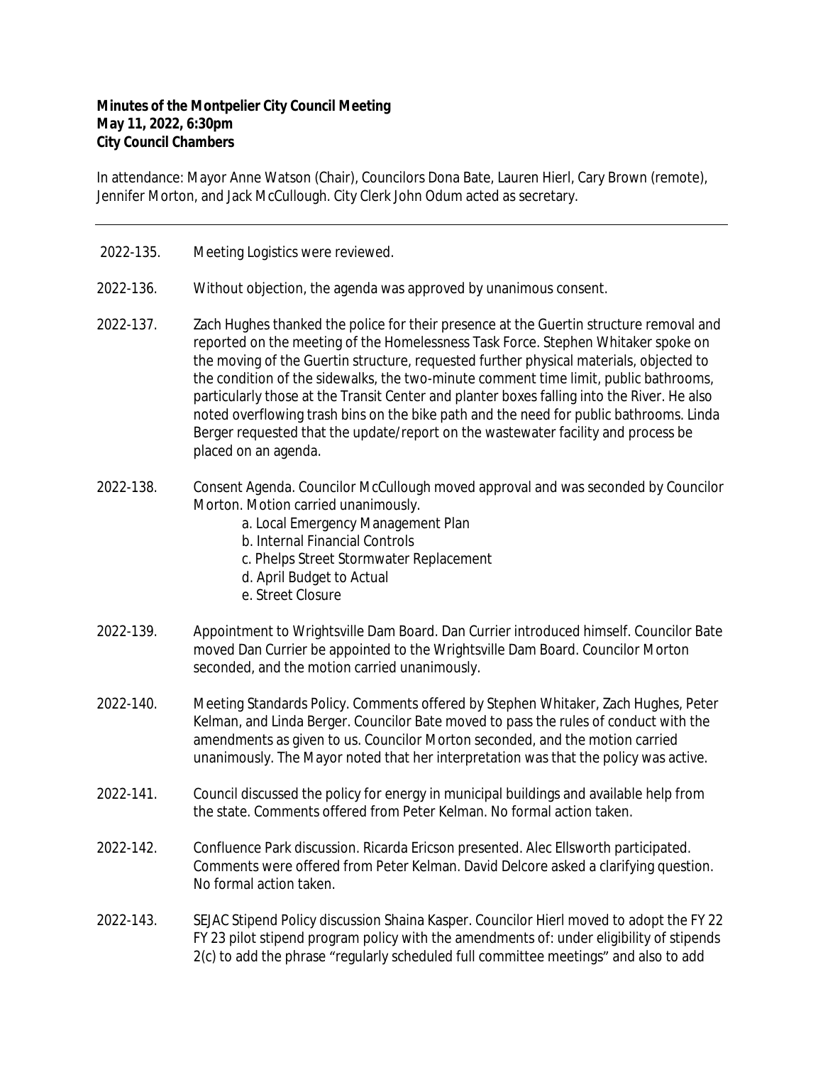**Minutes of the Montpelier City Council Meeting**
**May 11, 2022, 6:30pm**
**City Council Chambers**

In attendance: Mayor Anne Watson (Chair), Councilors Dona Bate, Lauren Hierl, Cary Brown (remote), Jennifer Morton, and Jack McCullough. City Clerk John Odum acted as secretary.

---

2022-135. Meeting Logistics were reviewed.

2022-136. Without objection, the agenda was approved by unanimous consent.

2022-137. Zach Hughes thanked the police for their presence at the Guertin structure removal and reported on the meeting of the Homelessness Task Force. Stephen Whitaker spoke on the moving of the Guertin structure, requested further physical materials, objected to the condition of the sidewalks, the two-minute comment time limit, public bathrooms, particularly those at the Transit Center and planter boxes falling into the River. He also noted overflowing trash bins on the bike path and the need for public bathrooms. Linda Berger requested that the update/report on the wastewater facility and process be placed on an agenda.

2022-138. Consent Agenda. Councilor McCullough moved approval and was seconded by Councilor Morton. Motion carried unanimously.

a. Local Emergency Management Plan
b. Internal Financial Controls
c. Phelps Street Stormwater Replacement
d. April Budget to Actual
e. Street Closure

2022-139. Appointment to Wrightsville Dam Board. Dan Currier introduced himself. Councilor Bate moved Dan Currier be appointed to the Wrightsville Dam Board. Councilor Morton seconded, and the motion carried unanimously.

2022-140. Meeting Standards Policy. Comments offered by Stephen Whitaker, Zach Hughes, Peter Kelman, and Linda Berger. Councilor Bate moved to pass the rules of conduct with the amendments as given to us. Councilor Morton seconded, and the motion carried unanimously. The Mayor noted that her interpretation was that the policy was active.

2022-141. Council discussed the policy for energy in municipal buildings and available help from the state. Comments offered from Peter Kelman. No formal action taken.

2022-142. Confluence Park discussion. Ricarda Ericson presented. Alec Ellsworth participated. Comments were offered from Peter Kelman. David Delcore asked a clarifying question. No formal action taken.

2022-143. SEJAC Stipend Policy discussion Shaina Kasper. Councilor Hierl moved to adopt the FY 22 FY 23 pilot stipend program policy with the amendments of: under eligibility of stipends 2(c) to add the phrase "regularly scheduled full committee meetings" and also to add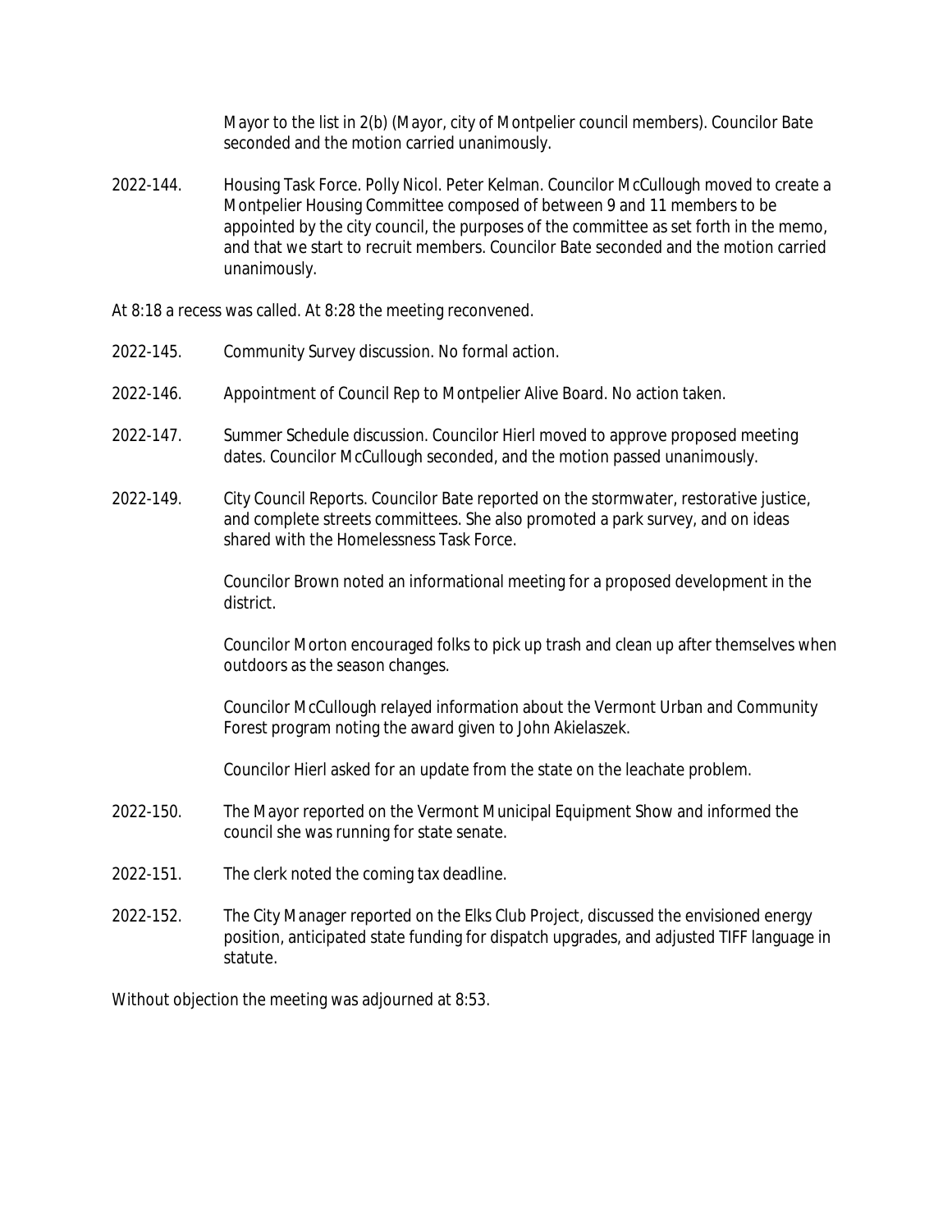Mayor to the list in 2(b) (Mayor, city of Montpelier council members). Councilor Bate seconded and the motion carried unanimously.

2022-144. Housing Task Force. Polly Nicol. Peter Kelman. Councilor McCullough moved to create a Montpelier Housing Committee composed of between 9 and 11 members to be appointed by the city council, the purposes of the committee as set forth in the memo, and that we start to recruit members. Councilor Bate seconded and the motion carried unanimously.

At 8:18 a recess was called. At 8:28 the meeting reconvened.

2022-145. Community Survey discussion. No formal action.

2022-146. Appointment of Council Rep to Montpelier Alive Board. No action taken.

2022-147. Summer Schedule discussion. Councilor Hierl moved to approve proposed meeting dates. Councilor McCullough seconded, and the motion passed unanimously.

2022-149. City Council Reports. Councilor Bate reported on the stormwater, restorative justice, and complete streets committees. She also promoted a park survey, and on ideas shared with the Homelessness Task Force.

Councilor Brown noted an informational meeting for a proposed development in the district.

Councilor Morton encouraged folks to pick up trash and clean up after themselves when outdoors as the season changes.

Councilor McCullough relayed information about the Vermont Urban and Community Forest program noting the award given to John Akielaszek.

Councilor Hierl asked for an update from the state on the leachate problem.

2022-150. The Mayor reported on the Vermont Municipal Equipment Show and informed the council she was running for state senate.

2022-151. The clerk noted the coming tax deadline.

2022-152. The City Manager reported on the Elks Club Project, discussed the envisioned energy position, anticipated state funding for dispatch upgrades, and adjusted TIFF language in statute.

Without objection the meeting was adjourned at 8:53.